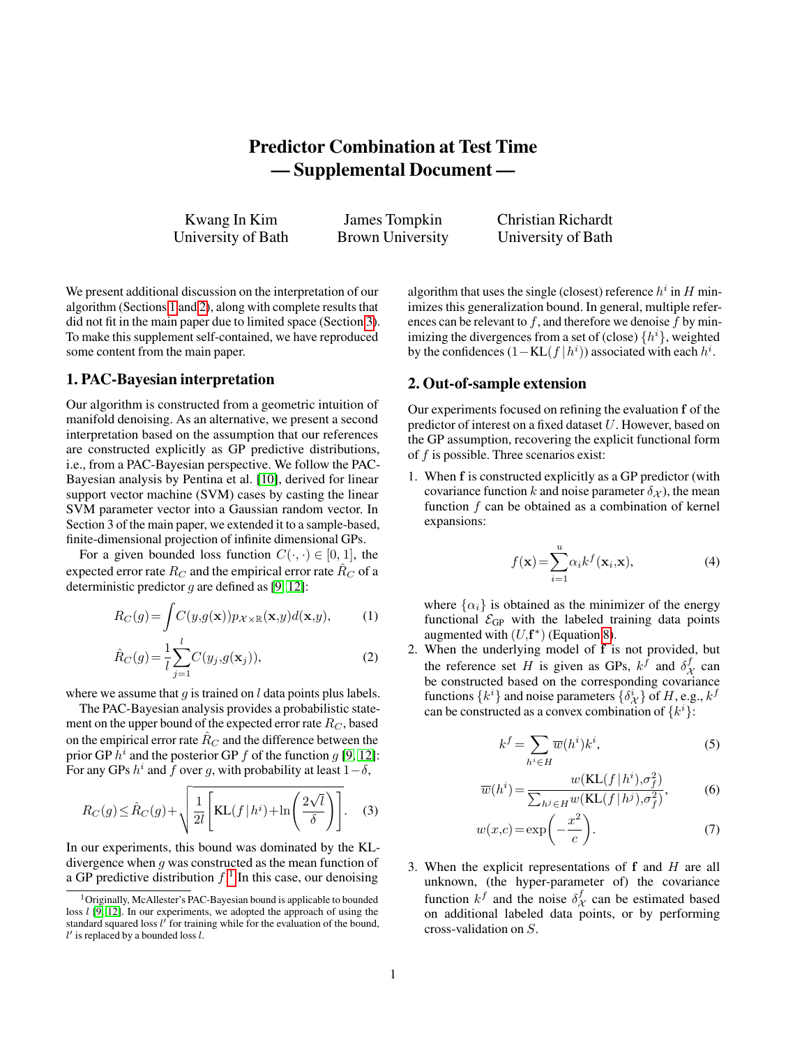# Predictor Combination at Test Time
# — Supplemental Document —

Kwang In Kim
University of Bath

James Tompkin
Brown University

Christian Richardt
University of Bath

We present additional discussion on the interpretation of our algorithm (Sections 1 and 2), along with complete results that did not fit in the main paper due to limited space (Section 3). To make this supplement self-contained, we have reproduced some content from the main paper.

## 1. PAC-Bayesian interpretation

Our algorithm is constructed from a geometric intuition of manifold denoising. As an alternative, we present a second interpretation based on the assumption that our references are constructed explicitly as GP predictive distributions, i.e., from a PAC-Bayesian perspective. We follow the PAC-Bayesian analysis by Pentina et al. [10], derived for linear support vector machine (SVM) cases by casting the linear SVM parameter vector into a Gaussian random vector. In Section 3 of the main paper, we extended it to a sample-based, finite-dimensional projection of infinite dimensional GPs.

For a given bounded loss function $C(\cdot,\cdot) \in [0,1]$, the expected error rate $R_C$ and the empirical error rate $\hat{R}_C$ of a deterministic predictor $g$ are defined as [9, 12]:

$$R_C(g) = \int C(y, g(\mathbf{x})) p_{\mathcal{X}\times\mathbb{R}}(\mathbf{x}, y) d(\mathbf{x}, y), \tag{1}$$

$$\hat{R}_C(g) = \frac{1}{l}\sum_{j=1}^{l} C(y_j, g(\mathbf{x}_j)), \tag{2}$$

where we assume that $g$ is trained on $l$ data points plus labels.

The PAC-Bayesian analysis provides a probabilistic statement on the upper bound of the expected error rate $R_C$, based on the empirical error rate $\hat{R}_C$ and the difference between the prior GP $h^i$ and the posterior GP $f$ of the function $g$ [9, 12]: For any GPs $h^i$ and $f$ over $g$, with probability at least $1-\delta$,

$$R_C(g) \leq \hat{R}_C(g) + \sqrt{\frac{1}{2l}\left[\mathrm{KL}(f\,|\,h^i) + \ln\left(\frac{2\sqrt{l}}{\delta}\right)\right]}. \tag{3}$$

In our experiments, this bound was dominated by the KL-divergence when $g$ was constructed as the mean function of a GP predictive distribution $f$.[1] In this case, our denoising algorithm that uses the single (closest) reference $h^i$ in $H$ minimizes this generalization bound. In general, multiple references can be relevant to $f$, and therefore we denoise $f$ by minimizing the divergences from a set of (close) $\{h^i\}$, weighted by the confidences $(1-\mathrm{KL}(f\,|\,h^i))$ associated with each $h^i$.

[1] Originally, McAllester's PAC-Bayesian bound is applicable to bounded loss $l$ [9, 12]. In our experiments, we adopted the approach of using the standard squared loss $l'$ for training while for the evaluation of the bound, $l'$ is replaced by a bounded loss $l$.

## 2. Out-of-sample extension

Our experiments focused on refining the evaluation $\mathbf{f}$ of the predictor of interest on a fixed dataset $U$. However, based on the GP assumption, recovering the explicit functional form of $f$ is possible. Three scenarios exist:

1. When $\mathbf{f}$ is constructed explicitly as a GP predictor (with covariance function $k$ and noise parameter $\delta_{\mathcal{X}}$), the mean function $f$ can be obtained as a combination of kernel expansions:

$$f(\mathbf{x}) = \sum_{i=1}^{u} \alpha_i k^f(\mathbf{x}_i, \mathbf{x}), \tag{4}$$

where $\{\alpha_i\}$ is obtained as the minimizer of the energy functional $\mathcal{E}_{\text{GP}}$ with the labeled training data points augmented with $(U, \mathbf{f}^*)$ (Equation 8).

2. When the underlying model of $\mathbf{f}$ is not provided, but the reference set $H$ is given as GPs, $k^f$ and $\delta^f_{\mathcal{X}}$ can be constructed based on the corresponding covariance functions $\{k^i\}$ and noise parameters $\{\delta^i_{\mathcal{X}}\}$ of $H$, e.g., $k^f$ can be constructed as a convex combination of $\{k^i\}$:

$$k^f = \sum_{h^i \in H} \overline{w}(h^i) k^i, \tag{5}$$

$$\overline{w}(h^i) = \frac{w(\mathrm{KL}(f\,|\,h^i), \sigma_f^2)}{\sum_{h^j \in H} w(\mathrm{KL}(f\,|\,h^j), \sigma_f^2)}, \tag{6}$$

$$w(x, c) = \exp\left(-\frac{x^2}{c}\right). \tag{7}$$

3. When the explicit representations of $\mathbf{f}$ and $H$ are all unknown, (the hyper-parameter of) the covariance function $k^f$ and the noise $\delta^f_{\mathcal{X}}$ can be estimated based on additional labeled data points, or by performing cross-validation on $S$.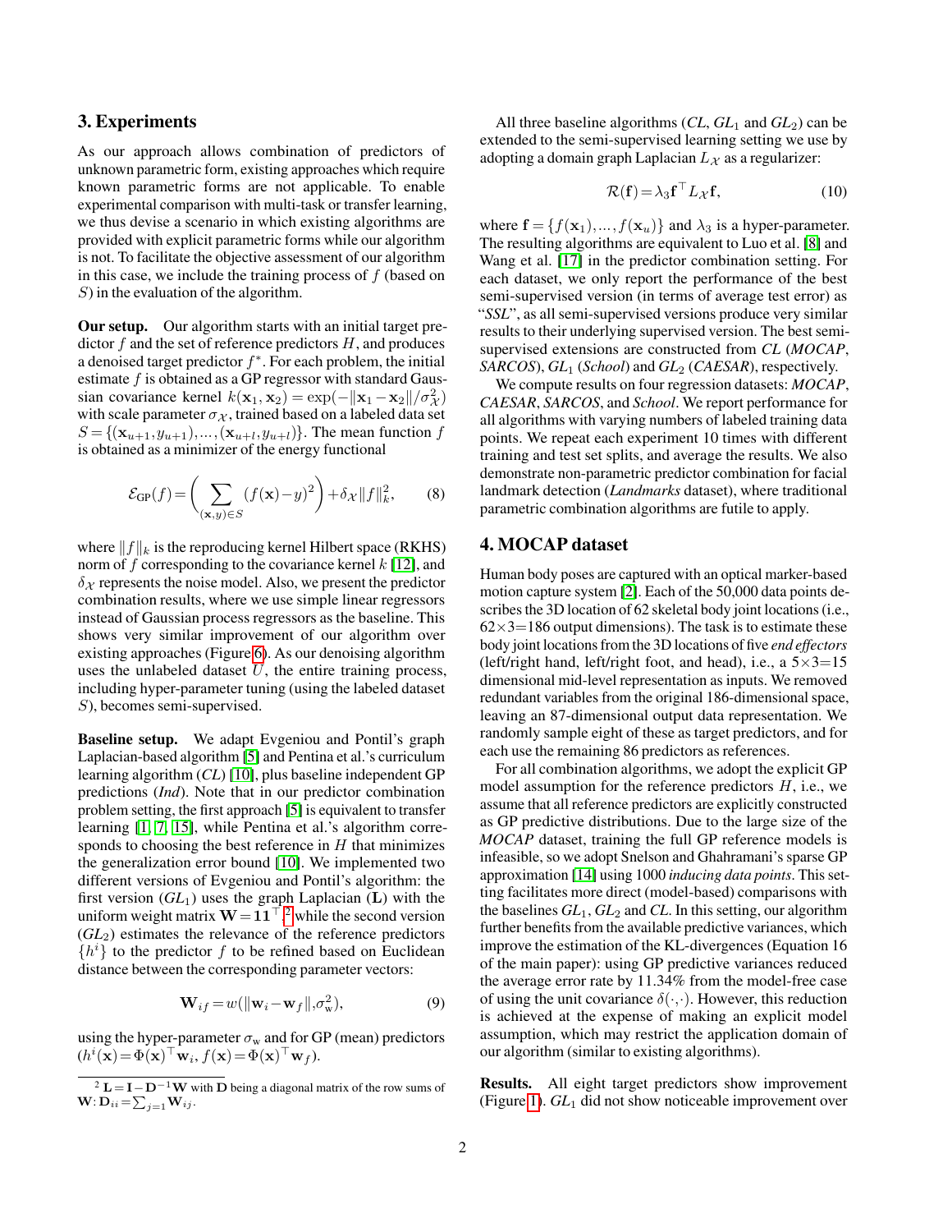## 3. Experiments

As our approach allows combination of predictors of unknown parametric form, existing approaches which require known parametric forms are not applicable. To enable experimental comparison with multi-task or transfer learning, we thus devise a scenario in which existing algorithms are provided with explicit parametric forms while our algorithm is not. To facilitate the objective assessment of our algorithm in this case, we include the training process of $f$ (based on $S$) in the evaluation of the algorithm.

**Our setup.** Our algorithm starts with an initial target predictor $f$ and the set of reference predictors $H$, and produces a denoised target predictor $f^*$. For each problem, the initial estimate $f$ is obtained as a GP regressor with standard Gaussian covariance kernel $k(\mathbf{x}_1,\mathbf{x}_2)=\exp(-\|\mathbf{x}_1-\mathbf{x}_2\|/\sigma^2_{\mathcal{X}})$ with scale parameter $\sigma_{\mathcal{X}}$, trained based on a labeled data set $S=\{(\mathbf{x}_{u+1},y_{u+1}),\ldots,(\mathbf{x}_{u+l},y_{u+l})\}$. The mean function $f$ is obtained as a minimizer of the energy functional

$$\mathcal{E}_{\text{GP}}(f)=\left(\sum_{(\mathbf{x},y)\in S}(f(\mathbf{x})-y)^2\right)+\delta_{\mathcal{X}}\|f\|^2_k, \tag{8}$$

where $\|f\|_k$ is the reproducing kernel Hilbert space (RKHS) norm of $f$ corresponding to the covariance kernel $k$ [12], and $\delta_{\mathcal{X}}$ represents the noise model. Also, we present the predictor combination results, where we use simple linear regressors instead of Gaussian process regressors as the baseline. This shows very similar improvement of our algorithm over existing approaches (Figure 6). As our denoising algorithm uses the unlabeled dataset $U$, the entire training process, including hyper-parameter tuning (using the labeled dataset $S$), becomes semi-supervised.

**Baseline setup.** We adapt Evgeniou and Pontil's graph Laplacian-based algorithm [5] and Pentina et al.'s curriculum learning algorithm (*CL*) [10], plus baseline independent GP predictions (*Ind*). Note that in our predictor combination problem setting, the first approach [5] is equivalent to transfer learning [1, 7, 15], while Pentina et al.'s algorithm corresponds to choosing the best reference in $H$ that minimizes the generalization error bound [10]. We implemented two different versions of Evgeniou and Pontil's algorithm: the first version ($GL_1$) uses the graph Laplacian ($\mathbf{L}$) with the uniform weight matrix $\mathbf{W}=\mathbf{1}\mathbf{1}^\top$,[2] while the second version ($GL_2$) estimates the relevance of the reference predictors $\{h^i\}$ to the predictor $f$ to be refined based on Euclidean distance between the corresponding parameter vectors:

$$\mathbf{W}_{if}=w(\|\mathbf{w}_i-\mathbf{w}_f\|,\sigma^2_{\text{w}}), \tag{9}$$

using the hyper-parameter $\sigma_{\text{w}}$ and for GP (mean) predictors ($h^i(\mathbf{x})=\Phi(\mathbf{x})^\top\mathbf{w}_i$, $f(\mathbf{x})=\Phi(\mathbf{x})^\top\mathbf{w}_f$).

[2] $\mathbf{L}=\mathbf{I}-\mathbf{D}^{-1}\mathbf{W}$ with $\mathbf{D}$ being a diagonal matrix of the row sums of $\mathbf{W}$: $\mathbf{D}_{ii}=\sum_{j=1}\mathbf{W}_{ij}$.

All three baseline algorithms (*CL*, $GL_1$ and $GL_2$) can be extended to the semi-supervised learning setting we use by adopting a domain graph Laplacian $L_{\mathcal{X}}$ as a regularizer:

$$\mathcal{R}(\mathbf{f})=\lambda_3\mathbf{f}^\top L_{\mathcal{X}}\mathbf{f}, \tag{10}$$

where $\mathbf{f}=\{f(\mathbf{x}_1),\ldots,f(\mathbf{x}_u)\}$ and $\lambda_3$ is a hyper-parameter. The resulting algorithms are equivalent to Luo et al. [8] and Wang et al. [17] in the predictor combination setting. For each dataset, we only report the performance of the best semi-supervised version (in terms of average test error) as "*SSL*", as all semi-supervised versions produce very similar results to their underlying supervised version. The best semi-supervised extensions are constructed from *CL* (*MOCAP*, *SARCOS*), $GL_1$ (*School*) and $GL_2$ (*CAESAR*), respectively.

We compute results on four regression datasets: *MOCAP*, *CAESAR*, *SARCOS*, and *School*. We report performance for all algorithms with varying numbers of labeled training data points. We repeat each experiment 10 times with different training and test set splits, and average the results. We also demonstrate non-parametric predictor combination for facial landmark detection (*Landmarks* dataset), where traditional parametric combination algorithms are futile to apply.

## 4. MOCAP dataset

Human body poses are captured with an optical marker-based motion capture system [2]. Each of the 50,000 data points describes the 3D location of 62 skeletal body joint locations (i.e., $62\times3=186$ output dimensions). The task is to estimate these body joint locations from the 3D locations of five *end effectors* (left/right hand, left/right foot, and head), i.e., a $5\times3=15$ dimensional mid-level representation as inputs. We removed redundant variables from the original 186-dimensional space, leaving an 87-dimensional output data representation. We randomly sample eight of these as target predictors, and for each use the remaining 86 predictors as references.

For all combination algorithms, we adopt the explicit GP model assumption for the reference predictors $H$, i.e., we assume that all reference predictors are explicitly constructed as GP predictive distributions. Due to the large size of the *MOCAP* dataset, training the full GP reference models is infeasible, so we adopt Snelson and Ghahramani's sparse GP approximation [14] using 1000 *inducing data points*. This setting facilitates more direct (model-based) comparisons with the baselines $GL_1$, $GL_2$ and *CL*. In this setting, our algorithm further benefits from the available predictive variances, which improve the estimation of the KL-divergences (Equation 16 of the main paper): using GP predictive variances reduced the average error rate by 11.34% from the model-free case of using the unit covariance $\delta(\cdot,\cdot)$. However, this reduction is achieved at the expense of making an explicit model assumption, which may restrict the application domain of our algorithm (similar to existing algorithms).

**Results.** All eight target predictors show improvement (Figure 1). $GL_1$ did not show noticeable improvement over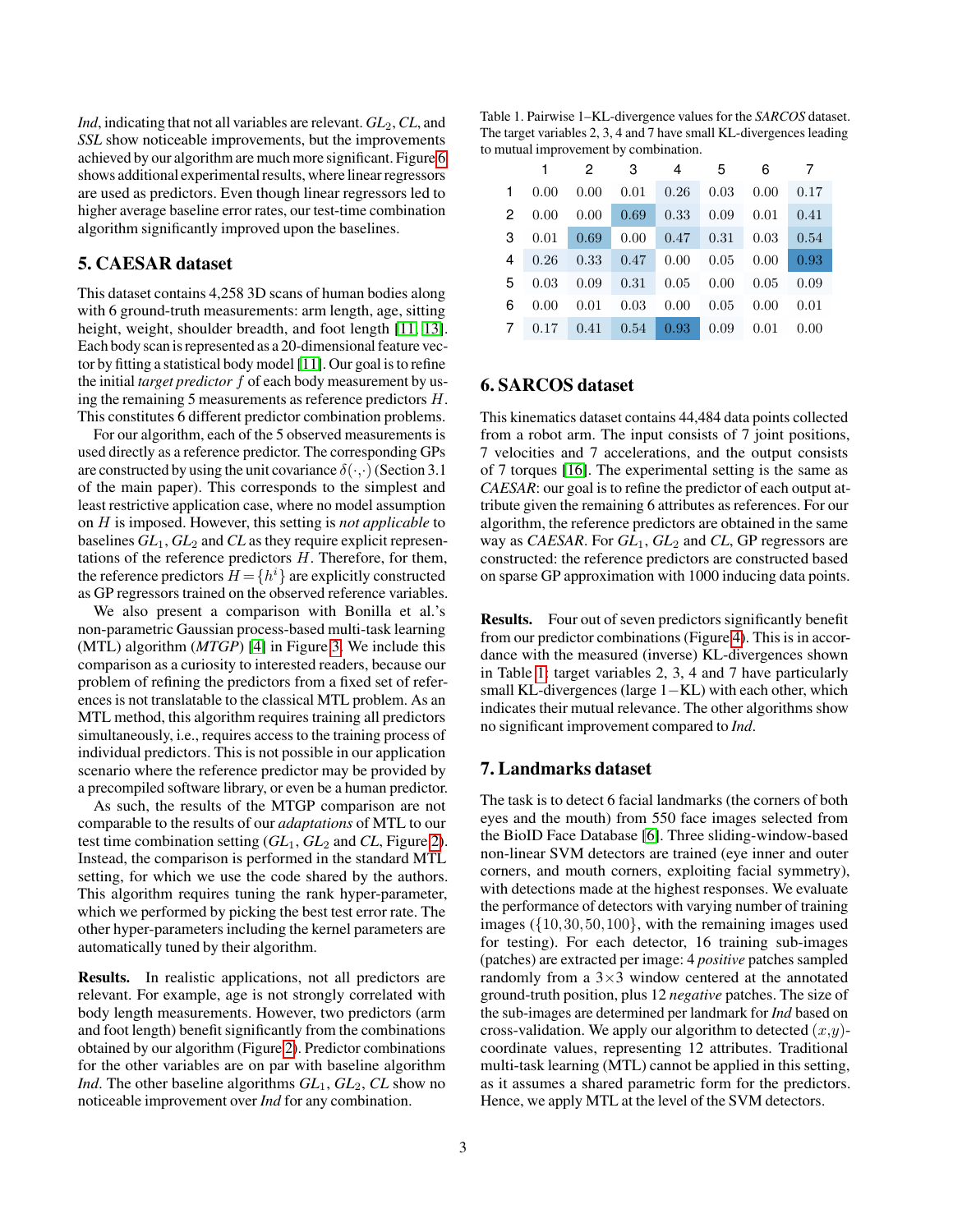*Ind*, indicating that not all variables are relevant. $GL_2$, *CL*, and *SSL* show noticeable improvements, but the improvements achieved by our algorithm are much more significant. Figure 6 shows additional experimental results, where linear regressors are used as predictors. Even though linear regressors led to higher average baseline error rates, our test-time combination algorithm significantly improved upon the baselines.

## 5. CAESAR dataset

This dataset contains 4,258 3D scans of human bodies along with 6 ground-truth measurements: arm length, age, sitting height, weight, shoulder breadth, and foot length [11, 13]. Each body scan is represented as a 20-dimensional feature vector by fitting a statistical body model [11]. Our goal is to refine the initial *target predictor* $f$ of each body measurement by using the remaining 5 measurements as reference predictors $H$. This constitutes 6 different predictor combination problems.

For our algorithm, each of the 5 observed measurements is used directly as a reference predictor. The corresponding GPs are constructed by using the unit covariance $\delta(\cdot,\cdot)$ (Section 3.1 of the main paper). This corresponds to the simplest and least restrictive application case, where no model assumption on $H$ is imposed. However, this setting is *not applicable* to baselines $GL_1$, $GL_2$ and *CL* as they require explicit representations of the reference predictors $H$. Therefore, for them, the reference predictors $H=\{h^i\}$ are explicitly constructed as GP regressors trained on the observed reference variables.

We also present a comparison with Bonilla et al.'s non-parametric Gaussian process-based multi-task learning (MTL) algorithm (*MTGP*) [4] in Figure 3. We include this comparison as a curiosity to interested readers, because our problem of refining the predictors from a fixed set of references is not translatable to the classical MTL problem. As an MTL method, this algorithm requires training all predictors simultaneously, i.e., requires access to the training process of individual predictors. This is not possible in our application scenario where the reference predictor may be provided by a precompiled software library, or even be a human predictor.

As such, the results of the MTGP comparison are not comparable to the results of our *adaptations* of MTL to our test time combination setting ($GL_1$, $GL_2$ and *CL*, Figure 2). Instead, the comparison is performed in the standard MTL setting, for which we use the code shared by the authors. This algorithm requires tuning the rank hyper-parameter, which we performed by picking the best test error rate. The other hyper-parameters including the kernel parameters are automatically tuned by their algorithm.

**Results.** In realistic applications, not all predictors are relevant. For example, age is not strongly correlated with body length measurements. However, two predictors (arm and foot length) benefit significantly from the combinations obtained by our algorithm (Figure 2). Predictor combinations for the other variables are on par with baseline algorithm *Ind*. The other baseline algorithms $GL_1$, $GL_2$, *CL* show no noticeable improvement over *Ind* for any combination.

Table 1. Pairwise 1–KL-divergence values for the *SARCOS* dataset. The target variables 2, 3, 4 and 7 have small KL-divergences leading to mutual improvement by combination.

| | 1 | 2 | 3 | 4 | 5 | 6 | 7 |
|---|---|---|---|---|---|---|---|
| 1 | 0.00 | 0.00 | 0.01 | 0.26 | 0.03 | 0.00 | 0.17 |
| 2 | 0.00 | 0.00 | 0.69 | 0.33 | 0.09 | 0.01 | 0.41 |
| 3 | 0.01 | 0.69 | 0.00 | 0.47 | 0.31 | 0.03 | 0.54 |
| 4 | 0.26 | 0.33 | 0.47 | 0.00 | 0.05 | 0.00 | 0.93 |
| 5 | 0.03 | 0.09 | 0.31 | 0.05 | 0.00 | 0.05 | 0.09 |
| 6 | 0.00 | 0.01 | 0.03 | 0.00 | 0.05 | 0.00 | 0.01 |
| 7 | 0.17 | 0.41 | 0.54 | 0.93 | 0.09 | 0.01 | 0.00 |

## 6. SARCOS dataset

This kinematics dataset contains 44,484 data points collected from a robot arm. The input consists of 7 joint positions, 7 velocities and 7 accelerations, and the output consists of 7 torques [16]. The experimental setting is the same as *CAESAR*: our goal is to refine the predictor of each output attribute given the remaining 6 attributes as references. For our algorithm, the reference predictors are obtained in the same way as *CAESAR*. For $GL_1$, $GL_2$ and *CL*, GP regressors are constructed: the reference predictors are constructed based on sparse GP approximation with 1000 inducing data points.

**Results.** Four out of seven predictors significantly benefit from our predictor combinations (Figure 4). This is in accordance with the measured (inverse) KL-divergences shown in Table 1: target variables 2, 3, 4 and 7 have particularly small KL-divergences (large 1−KL) with each other, which indicates their mutual relevance. The other algorithms show no significant improvement compared to *Ind*.

## 7. Landmarks dataset

The task is to detect 6 facial landmarks (the corners of both eyes and the mouth) from 550 face images selected from the BioID Face Database [6]. Three sliding-window-based non-linear SVM detectors are trained (eye inner and outer corners, and mouth corners, exploiting facial symmetry), with detections made at the highest responses. We evaluate the performance of detectors with varying number of training images ($\{10,30,50,100\}$), with the remaining images used for testing). For each detector, 16 training sub-images (patches) are extracted per image: 4 *positive* patches sampled randomly from a $3\times3$ window centered at the annotated ground-truth position, plus 12 *negative* patches. The size of the sub-images are determined per landmark for *Ind* based on cross-validation. We apply our algorithm to detected $(x,y)$-coordinate values, representing 12 attributes. Traditional multi-task learning (MTL) cannot be applied in this setting, as it assumes a shared parametric form for the predictors. Hence, we apply MTL at the level of the SVM detectors.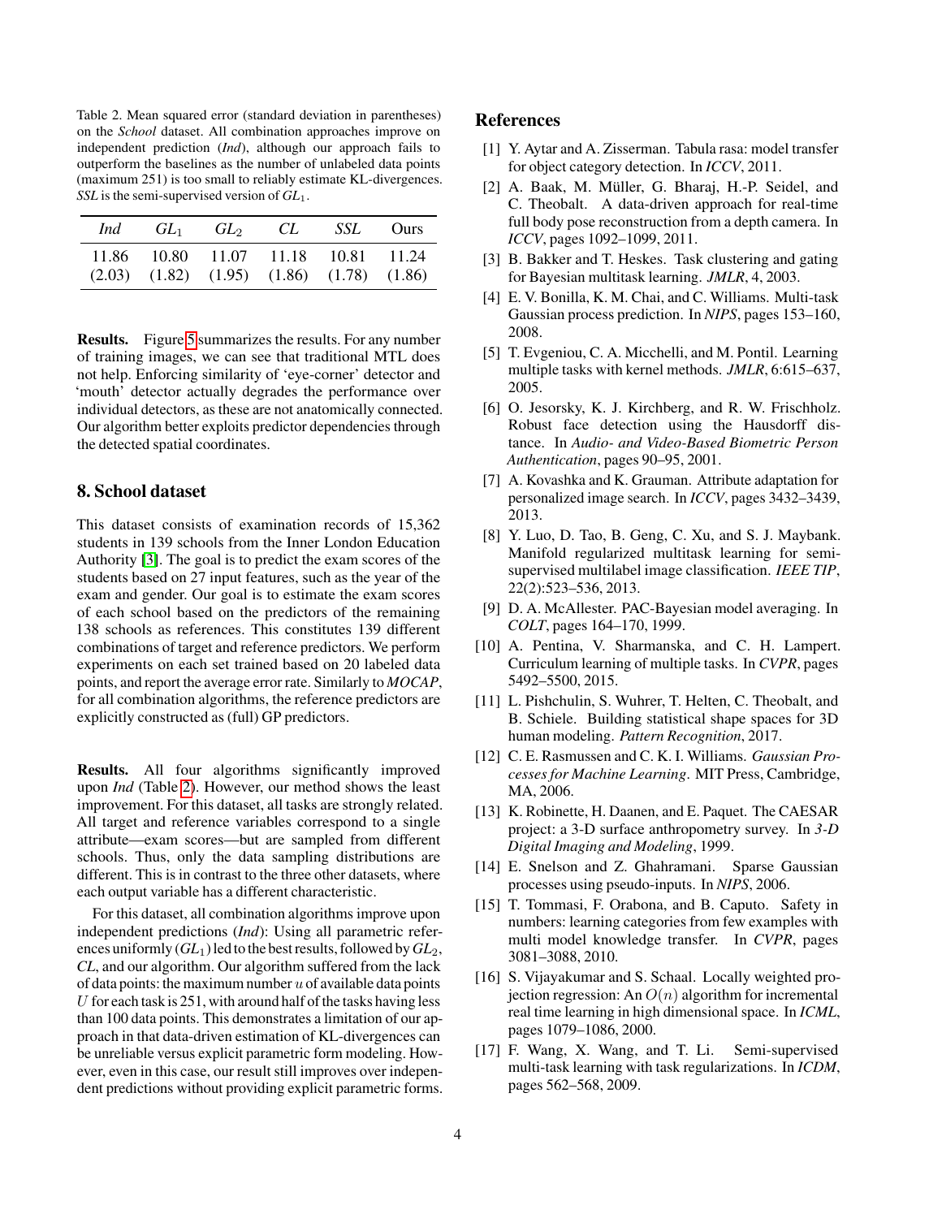Table 2. Mean squared error (standard deviation in parentheses) on the *School* dataset. All combination approaches improve on independent prediction (*Ind*), although our approach fails to outperform the baselines as the number of unlabeled data points (maximum 251) is too small to reliably estimate KL-divergences. *SSL* is the semi-supervised version of $GL_1$.

| *Ind* | $GL_1$ | $GL_2$ | *CL* | *SSL* | Ours |
|---|---|---|---|---|---|
| 11.86 | 10.80 | 11.07 | 11.18 | 10.81 | 11.24 |
| (2.03) | (1.82) | (1.95) | (1.86) | (1.78) | (1.86) |

**Results.** Figure 5 summarizes the results. For any number of training images, we can see that traditional MTL does not help. Enforcing similarity of 'eye-corner' detector and 'mouth' detector actually degrades the performance over individual detectors, as these are not anatomically connected. Our algorithm better exploits predictor dependencies through the detected spatial coordinates.

## 8. School dataset

This dataset consists of examination records of 15,362 students in 139 schools from the Inner London Education Authority [3]. The goal is to predict the exam scores of the students based on 27 input features, such as the year of the exam and gender. Our goal is to estimate the exam scores of each school based on the predictors of the remaining 138 schools as references. This constitutes 139 different combinations of target and reference predictors. We perform experiments on each set trained based on 20 labeled data points, and report the average error rate. Similarly to *MOCAP*, for all combination algorithms, the reference predictors are explicitly constructed as (full) GP predictors.

**Results.** All four algorithms significantly improved upon *Ind* (Table 2). However, our method shows the least improvement. For this dataset, all tasks are strongly related. All target and reference variables correspond to a single attribute—exam scores—but are sampled from different schools. Thus, only the data sampling distributions are different. This is in contrast to the three other datasets, where each output variable has a different characteristic.

For this dataset, all combination algorithms improve upon independent predictions (*Ind*): Using all parametric references uniformly ($GL_1$) led to the best results, followed by $GL_2$, *CL*, and our algorithm. Our algorithm suffered from the lack of data points: the maximum number $u$ of available data points $U$ for each task is 251, with around half of the tasks having less than 100 data points. This demonstrates a limitation of our approach in that data-driven estimation of KL-divergences can be unreliable versus explicit parametric form modeling. However, even in this case, our result still improves over independent predictions without providing explicit parametric forms.

## References

[1] Y. Aytar and A. Zisserman. Tabula rasa: model transfer for object category detection. In *ICCV*, 2011.

[2] A. Baak, M. Müller, G. Bharaj, H.-P. Seidel, and C. Theobalt. A data-driven approach for real-time full body pose reconstruction from a depth camera. In *ICCV*, pages 1092–1099, 2011.

[3] B. Bakker and T. Heskes. Task clustering and gating for Bayesian multitask learning. *JMLR*, 4, 2003.

[4] E. V. Bonilla, K. M. Chai, and C. Williams. Multi-task Gaussian process prediction. In *NIPS*, pages 153–160, 2008.

[5] T. Evgeniou, C. A. Micchelli, and M. Pontil. Learning multiple tasks with kernel methods. *JMLR*, 6:615–637, 2005.

[6] O. Jesorsky, K. J. Kirchberg, and R. W. Frischholz. Robust face detection using the Hausdorff distance. In *Audio- and Video-Based Biometric Person Authentication*, pages 90–95, 2001.

[7] A. Kovashka and K. Grauman. Attribute adaptation for personalized image search. In *ICCV*, pages 3432–3439, 2013.

[8] Y. Luo, D. Tao, B. Geng, C. Xu, and S. J. Maybank. Manifold regularized multitask learning for semi-supervised multilabel image classification. *IEEE TIP*, 22(2):523–536, 2013.

[9] D. A. McAllester. PAC-Bayesian model averaging. In *COLT*, pages 164–170, 1999.

[10] A. Pentina, V. Sharmanska, and C. H. Lampert. Curriculum learning of multiple tasks. In *CVPR*, pages 5492–5500, 2015.

[11] L. Pishchulin, S. Wuhrer, T. Helten, C. Theobalt, and B. Schiele. Building statistical shape spaces for 3D human modeling. *Pattern Recognition*, 2017.

[12] C. E. Rasmussen and C. K. I. Williams. *Gaussian Processes for Machine Learning*. MIT Press, Cambridge, MA, 2006.

[13] K. Robinette, H. Daanen, and E. Paquet. The CAESAR project: a 3-D surface anthropometry survey. In *3-D Digital Imaging and Modeling*, 1999.

[14] E. Snelson and Z. Ghahramani. Sparse Gaussian processes using pseudo-inputs. In *NIPS*, 2006.

[15] T. Tommasi, F. Orabona, and B. Caputo. Safety in numbers: learning categories from few examples with multi model knowledge transfer. In *CVPR*, pages 3081–3088, 2010.

[16] S. Vijayakumar and S. Schaal. Locally weighted projection regression: An $O(n)$ algorithm for incremental real time learning in high dimensional space. In *ICML*, pages 1079–1086, 2000.

[17] F. Wang, X. Wang, and T. Li. Semi-supervised multi-task learning with task regularizations. In *ICDM*, pages 562–568, 2009.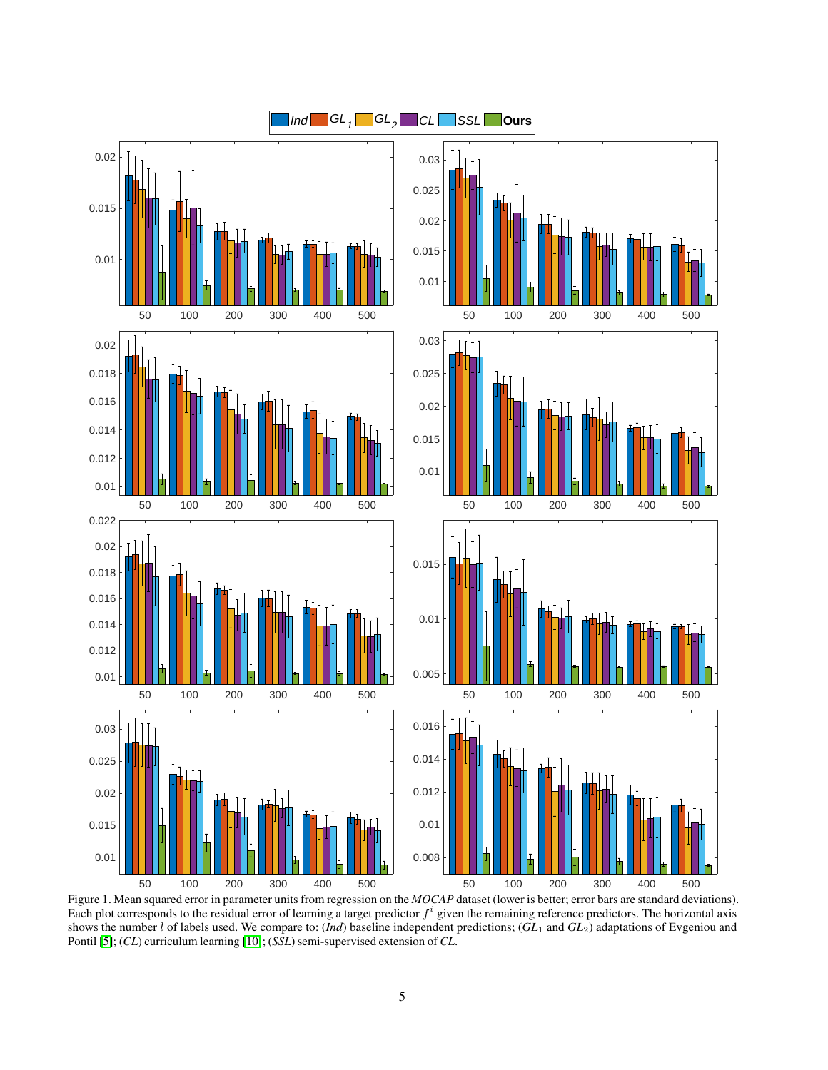Figure 1. Mean squared error in parameter units from regression on the *MOCAP* dataset (lower is better; error bars are standard deviations). Each plot corresponds to the residual error of learning a target predictor $f^i$ given the remaining reference predictors. The horizontal axis shows the number $l$ of labels used. We compare to: (*Ind*) baseline independent predictions; ($GL_1$ and $GL_2$) adaptations of Evgeniou and Pontil [5]; (*CL*) curriculum learning [10]; (*SSL*) semi-supervised extension of *CL*.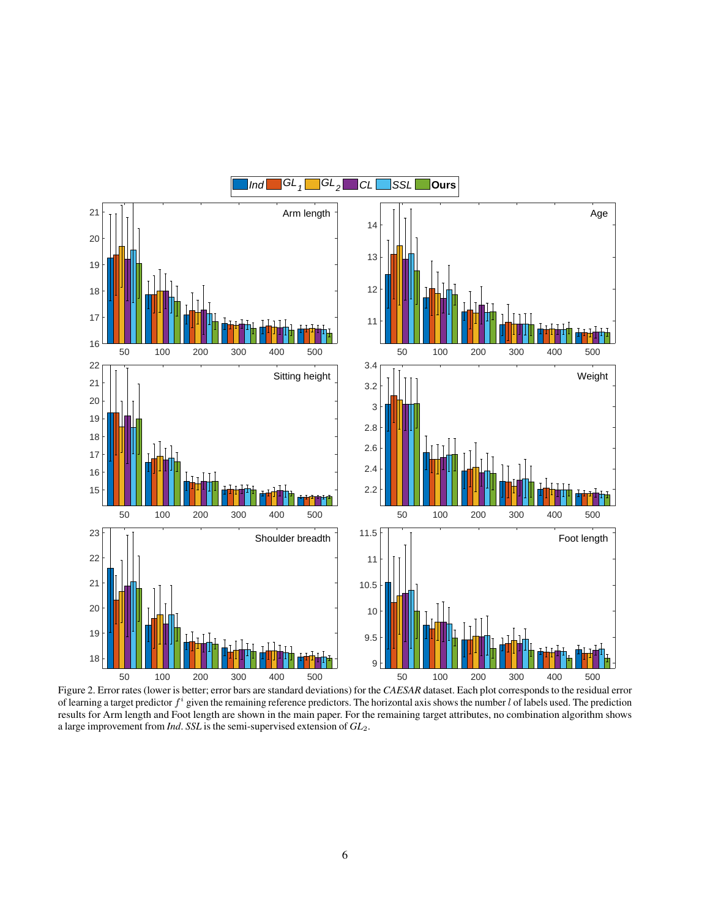Figure 2. Error rates (lower is better; error bars are standard deviations) for the *CAESAR* dataset. Each plot corresponds to the residual error of learning a target predictor $f^i$ given the remaining reference predictors. The horizontal axis shows the number $l$ of labels used. The prediction results for Arm length and Foot length are shown in the main paper. For the remaining target attributes, no combination algorithm shows a large improvement from *Ind*. *SSL* is the semi-supervised extension of $GL_2$.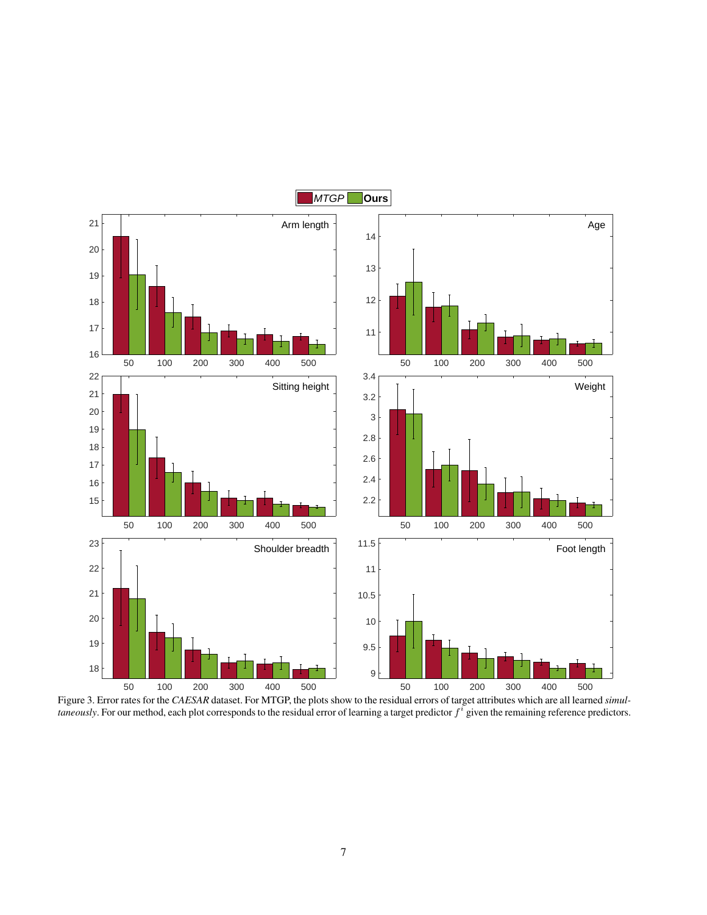Figure 3. Error rates for the *CAESAR* dataset. For MTGP, the plots show to the residual errors of target attributes which are all learned *simultaneously*. For our method, each plot corresponds to the residual error of learning a target predictor $f^i$ given the remaining reference predictors.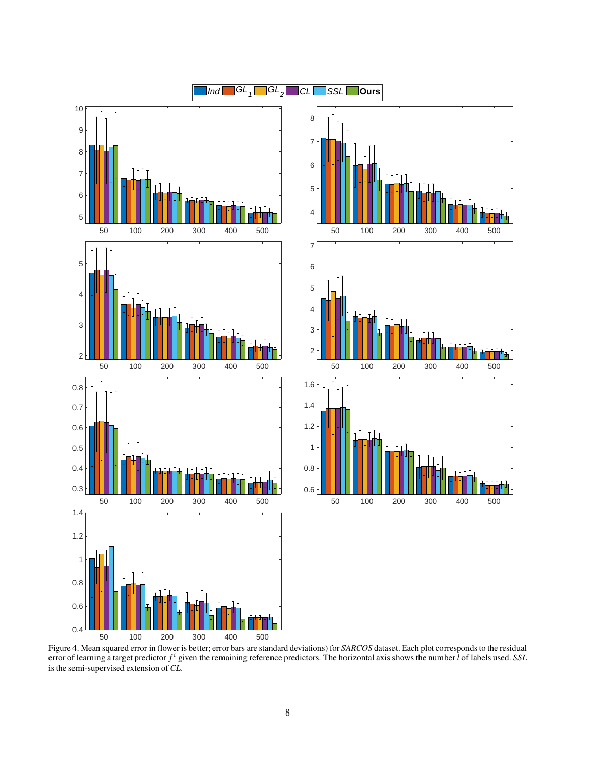Figure 4. Mean squared error in (lower is better; error bars are standard deviations) for *SARCOS* dataset. Each plot corresponds to the residual error of learning a target predictor $f^i$ given the remaining reference predictors. The horizontal axis shows the number $l$ of labels used. *SSL* is the semi-supervised extension of *CL*.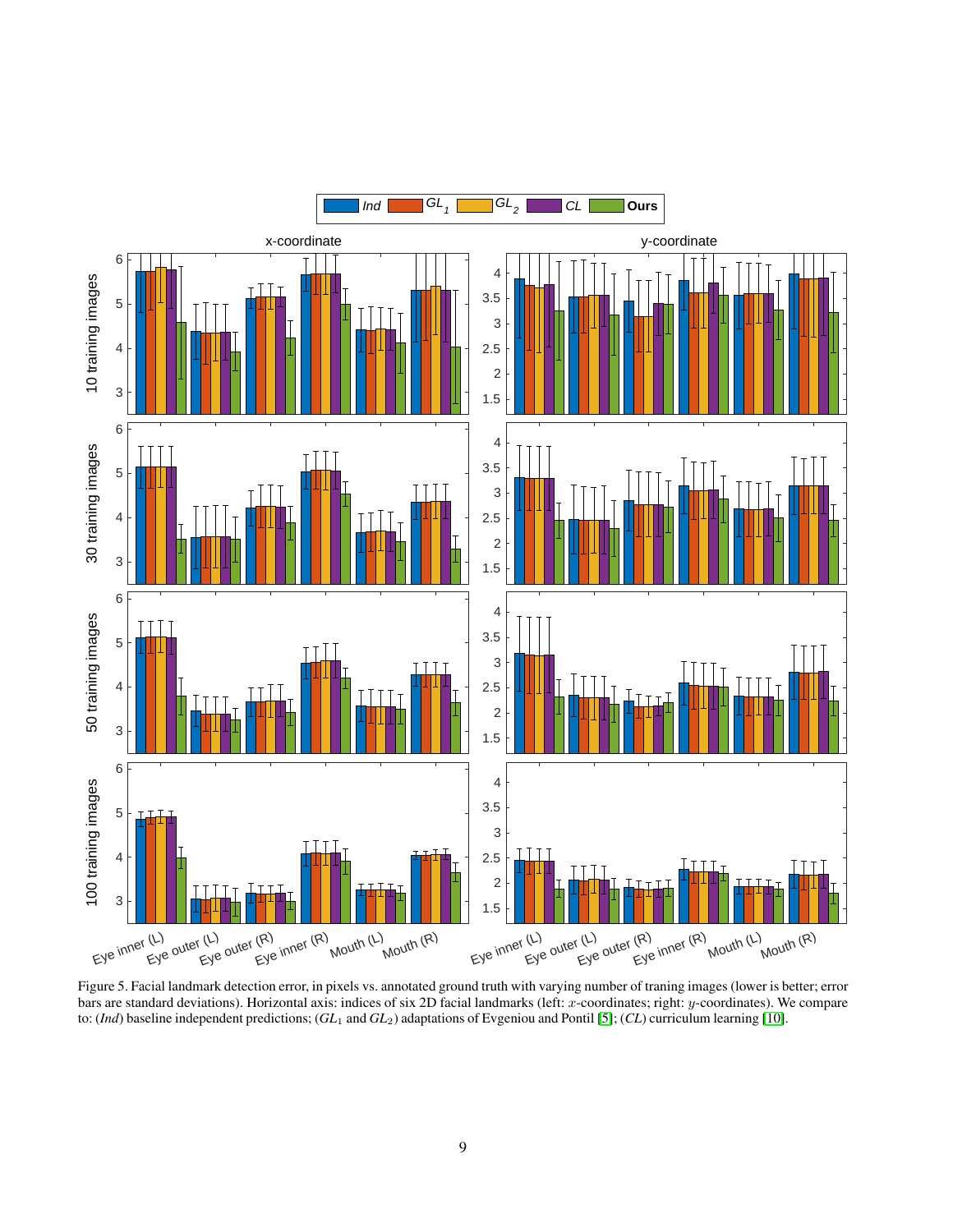Figure 5. Facial landmark detection error, in pixels vs. annotated ground truth with varying number of traning images (lower is better; error bars are standard deviations). Horizontal axis: indices of six 2D facial landmarks (left: $x$-coordinates; right: $y$-coordinates). We compare to: (*Ind*) baseline independent predictions; ($GL_1$ and $GL_2$) adaptations of Evgeniou and Pontil [5]; (*CL*) curriculum learning [10].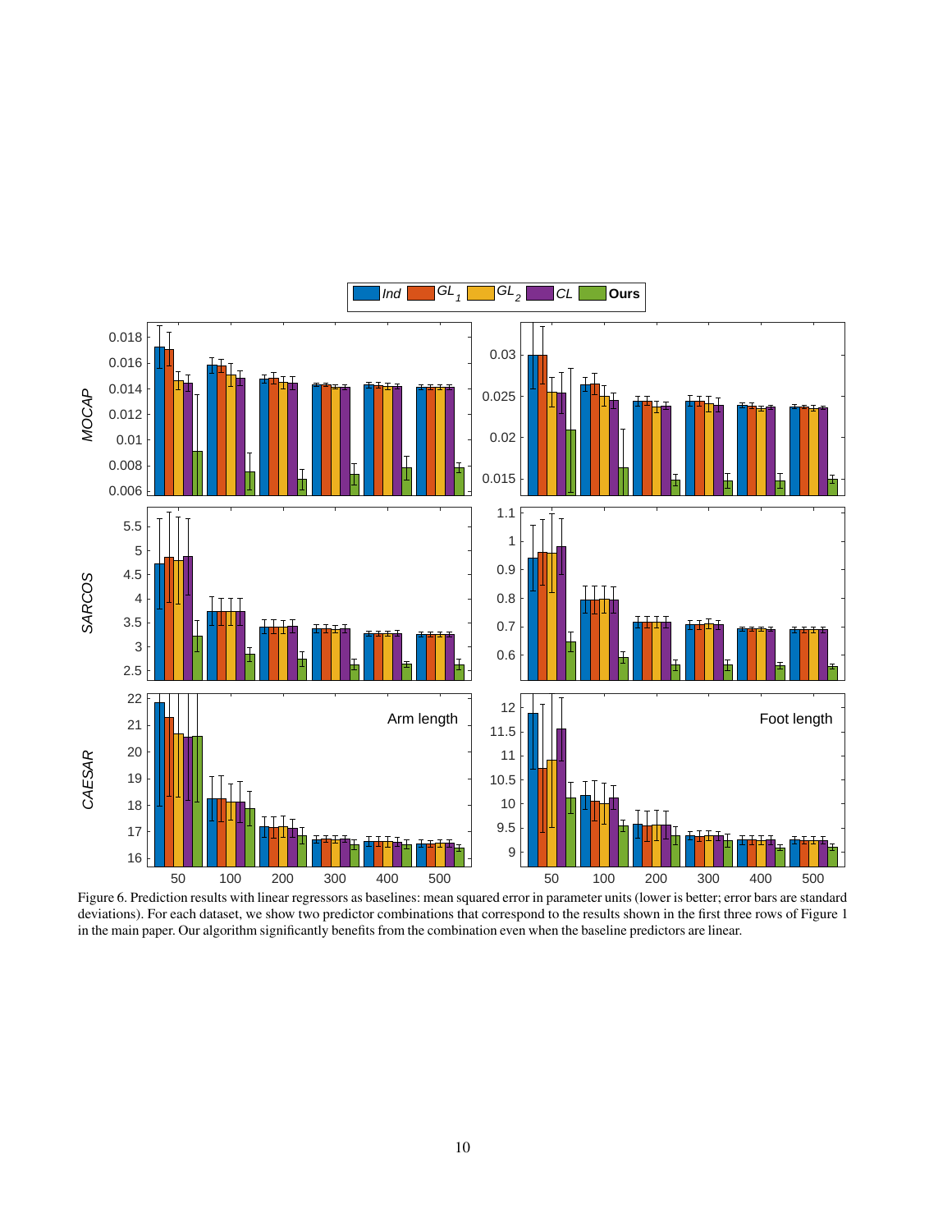Ind GL$_1$ GL$_2$ CL **Ours**

MOCAP

0.018
0.016
0.014
0.012
0.01
0.008
0.006

0.03
0.025
0.02
0.015

SARCOS

5.5
5
4.5
4
3.5
3
2.5

1.1
1
0.9
0.8
0.7
0.6

CAESAR

Arm length

22
21
20
19
18
17
16

Foot length

12
11.5
11
10.5
10
9.5
9

50 100 200 300 400 500

50 100 200 300 400 500

Figure 6. Prediction results with linear regressors as baselines: mean squared error in parameter units (lower is better; error bars are standard deviations). For each dataset, we show two predictor combinations that correspond to the results shown in the first three rows of Figure 1 in the main paper. Our algorithm significantly benefits from the combination even when the baseline predictors are linear.